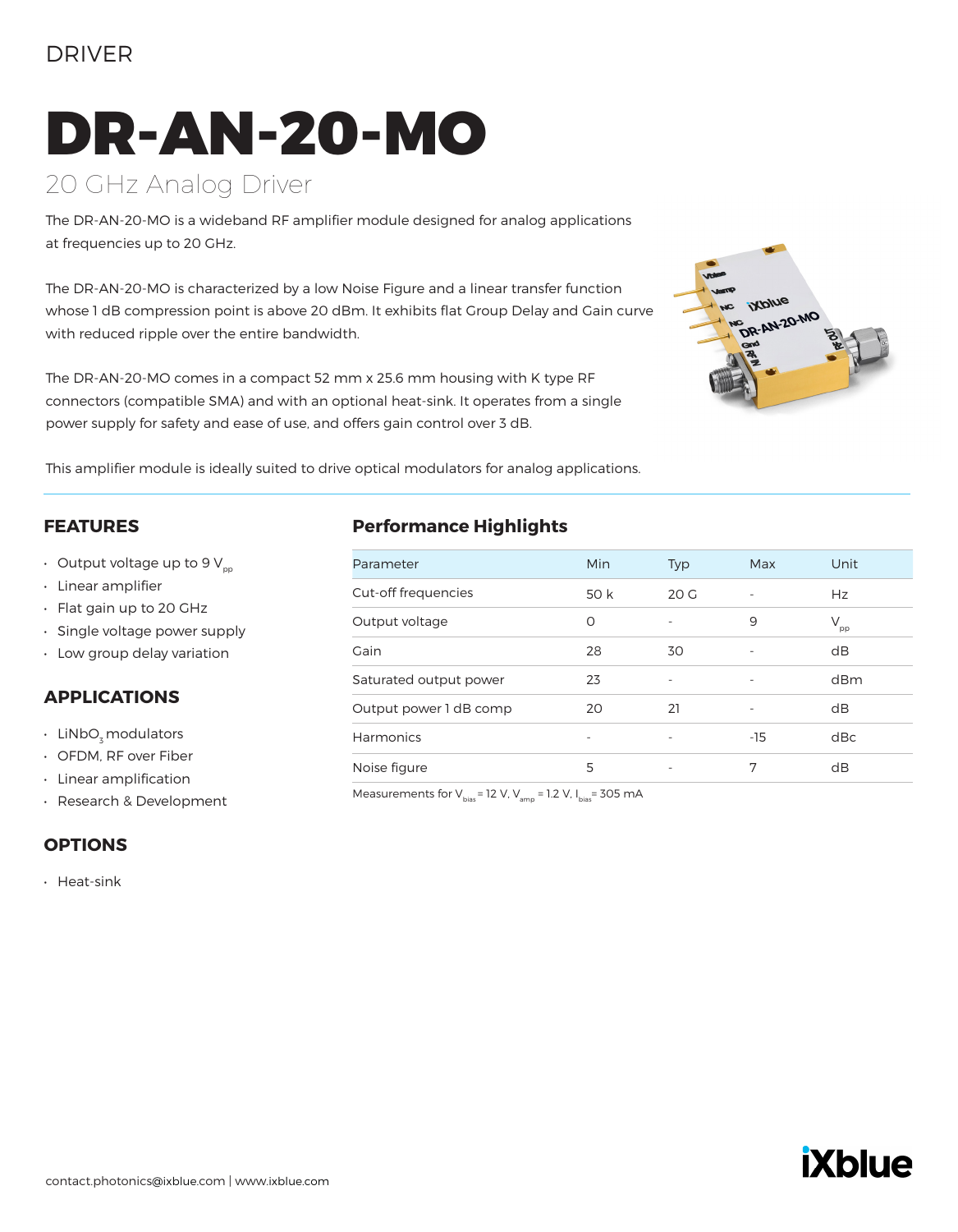DRIVER

# DR-AN-20-MO

## 20 GHz Analog Driver

The DR-AN-20-MO is a wideband RF amplifier module designed for analog applications at frequencies up to 20 GHz.

The DR-AN-20-MO is characterized by a low Noise Figure and a linear transfer function whose 1 dB compression point is above 20 dBm. It exhibits flat Group Delay and Gain curve with reduced ripple over the entire bandwidth.

The DR-AN-20-MO comes in a compact 52 mm x 25.6 mm housing with K type RF connectors (compatible SMA) and with an optional heat-sink. It operates from a single power supply for safety and ease of use, and offers gain control over 3 dB.

This amplifier module is ideally suited to drive optical modulators for analog applications.

---

## FEATURES

- Output voltage up to 9 $V_{pp}$
- Linear amplifier
- Flat gain up to 20 GHz
- Single voltage power supply
- Low group delay variation

## APPLICATIONS

- $LiNbO_3$ modulators
- OFDM, RF over Fiber
- Linear amplification
- Research & Development

## OPTIONS

- Heat-sink

## Performance Highlights

| Parameter | Min | Typ | Max | Unit |
|---|---|---|---|---|
| Cut-off frequencies | 50 k | 20 G | - | Hz |
| Output voltage | 0 | - | 9 | $V_{pp}$ |
| Gain | 28 | 30 | - | dB |
| Saturated output power | 23 | - | - | dBm |
| Output power 1 dB comp | 20 | 21 | - | dB |
| Harmonics | - | - | -15 | dBc |
| Noise figure | 5 | - | 7 | dB |

Measurements for $V_{bias}$ = 12 V, $V_{amp}$ = 1.2 V, $I_{bias}$ = 305 mA

contact.photonics@ixblue.com | www.ixblue.com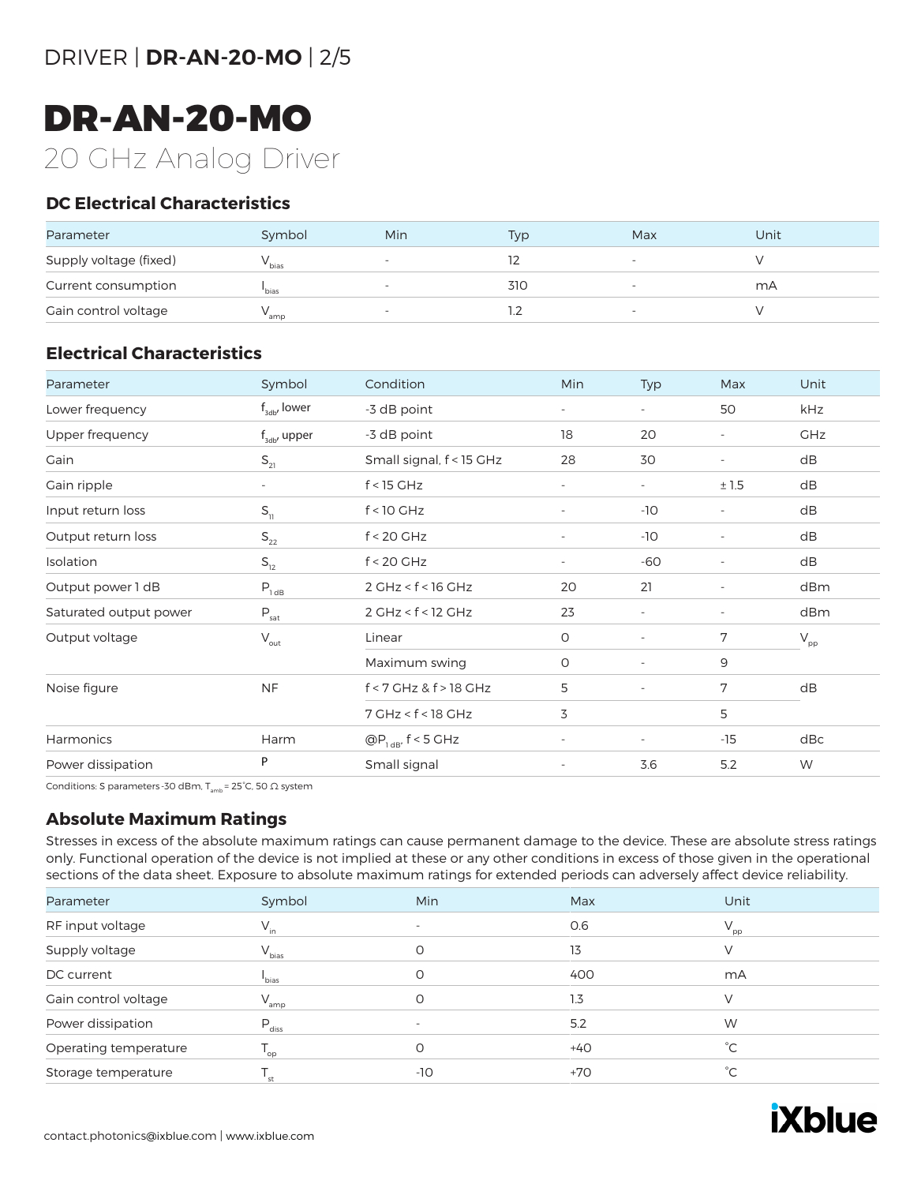# DR-AN-20-MO

## 20 GHz Analog Driver

### DC Electrical Characteristics

| Parameter | Symbol | Min | Typ | Max | Unit |
|---|---|---|---|---|---|
| Supply voltage (fixed) | $V_{bias}$ | - | 12 | - | V |
| Current consumption | $I_{bias}$ | - | 310 | - | mA |
| Gain control voltage | $V_{amp}$ | - | 1.2 | - | V |

### Electrical Characteristics

| Parameter | Symbol | Condition | Min | Typ | Max | Unit |
|---|---|---|---|---|---|---|
| Lower frequency | $f_{3db}$, lower | -3 dB point | - | - | 50 | kHz |
| Upper frequency | $f_{3db}$, upper | -3 dB point | 18 | 20 | - | GHz |
| Gain | $S_{21}$ | Small signal, f < 15 GHz | 28 | 30 | - | dB |
| Gain ripple | - | f < 15 GHz | - | - | ± 1.5 | dB |
| Input return loss | $S_{11}$ | f < 10 GHz | - | -10 | - | dB |
| Output return loss | $S_{22}$ | f < 20 GHz | - | -10 | - | dB |
| Isolation | $S_{12}$ | f < 20 GHz | - | -60 | - | dB |
| Output power 1 dB | $P_{1\,dB}$ | 2 GHz < f < 16 GHz | 20 | 21 | - | dBm |
| Saturated output power | $P_{sat}$ | 2 GHz < f < 12 GHz | 23 | - | - | dBm |
| Output voltage | $V_{out}$ | Linear | 0 | - | 7 | $V_{pp}$ |
| | | Maximum swing | 0 | - | 9 | |
| Noise figure | NF | f < 7 GHz & f > 18 GHz | 5 | - | 7 | dB |
| | | 7 GHz < f < 18 GHz | 3 | | 5 | |
| Harmonics | Harm | @$P_{1\,dB}$, f < 5 GHz | - | - | -15 | dBc |
| Power dissipation | P | Small signal | - | 3.6 | 5.2 | W |

Conditions: S parameters -30 dBm, $T_{amb}$ = 25°C, 50 Ω system

### Absolute Maximum Ratings

Stresses in excess of the absolute maximum ratings can cause permanent damage to the device. These are absolute stress ratings only. Functional operation of the device is not implied at these or any other conditions in excess of those given in the operational sections of the data sheet. Exposure to absolute maximum ratings for extended periods can adversely affect device reliability.

| Parameter | Symbol | Min | Max | Unit |
|---|---|---|---|---|
| RF input voltage | $V_{in}$ | - | 0.6 | $V_{pp}$ |
| Supply voltage | $V_{bias}$ | 0 | 13 | V |
| DC current | $I_{bias}$ | 0 | 400 | mA |
| Gain control voltage | $V_{amp}$ | 0 | 1.3 | V |
| Power dissipation | $P_{diss}$ | - | 5.2 | W |
| Operating temperature | $T_{op}$ | 0 | +40 | °C |
| Storage temperature | $T_{st}$ | -10 | +70 | °C |

contact.photonics@ixblue.com | www.ixblue.com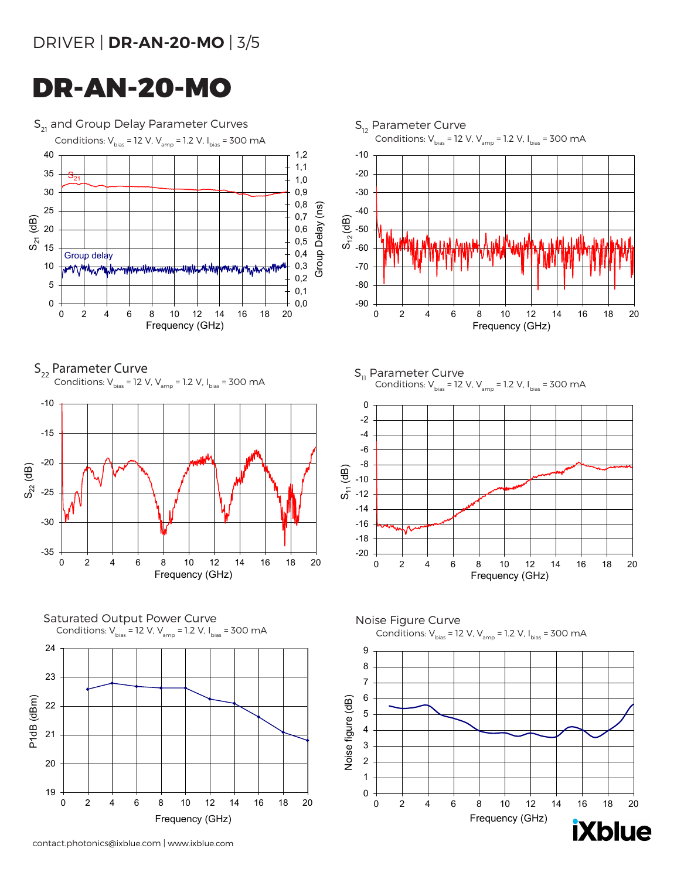# DR-AN-20-MO

## $S_{21}$ and Group Delay Parameter Curves

Conditions: $V_{bias}$ = 12 V, $V_{amp}$ = 1.2 V, $I_{bias}$ = 300 mA

## $S_{12}$ Parameter Curve

Conditions: $V_{bias}$ = 12 V, $V_{amp}$ = 1.2 V, $I_{bias}$ = 300 mA

## $S_{22}$ Parameter Curve

Conditions: $V_{bias}$ = 12 V, $V_{amp}$ = 1.2 V, $I_{bias}$ = 300 mA

## $S_{11}$ Parameter Curve

Conditions: $V_{bias}$ = 12 V, $V_{amp}$ = 1.2 V, $I_{bias}$ = 300 mA

## Saturated Output Power Curve

Conditions: $V_{bias}$ = 12 V, $V_{amp}$ = 1.2 V, $I_{bias}$ = 300 mA

## Noise Figure Curve

Conditions: $V_{bias}$ = 12 V, $V_{amp}$ = 1.2 V, $I_{bias}$ = 300 mA

contact.photonics@ixblue.com | www.ixblue.com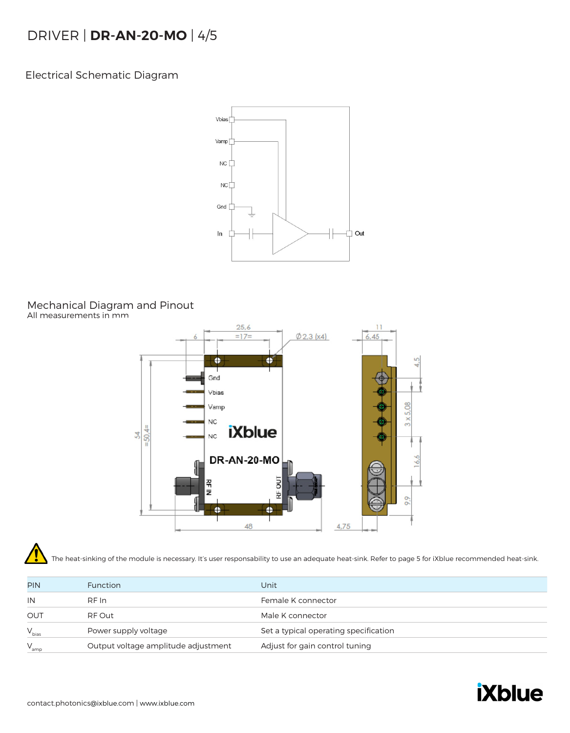## Electrical Schematic Diagram

## Mechanical Diagram and Pinout

All measurements in mm

The heat-sinking of the module is necessary. It's user responsability to use an adequate heat-sink. Refer to page 5 for iXblue recommended heat-sink.

| PIN | Function | Unit |
|---|---|---|
| IN | RF In | Female K connector |
| OUT | RF Out | Male K connector |
| $V_{bias}$ | Power supply voltage | Set a typical operating specification |
| $V_{amp}$ | Output voltage amplitude adjustment | Adjust for gain control tuning |

contact.photonics@ixblue.com | www.ixblue.com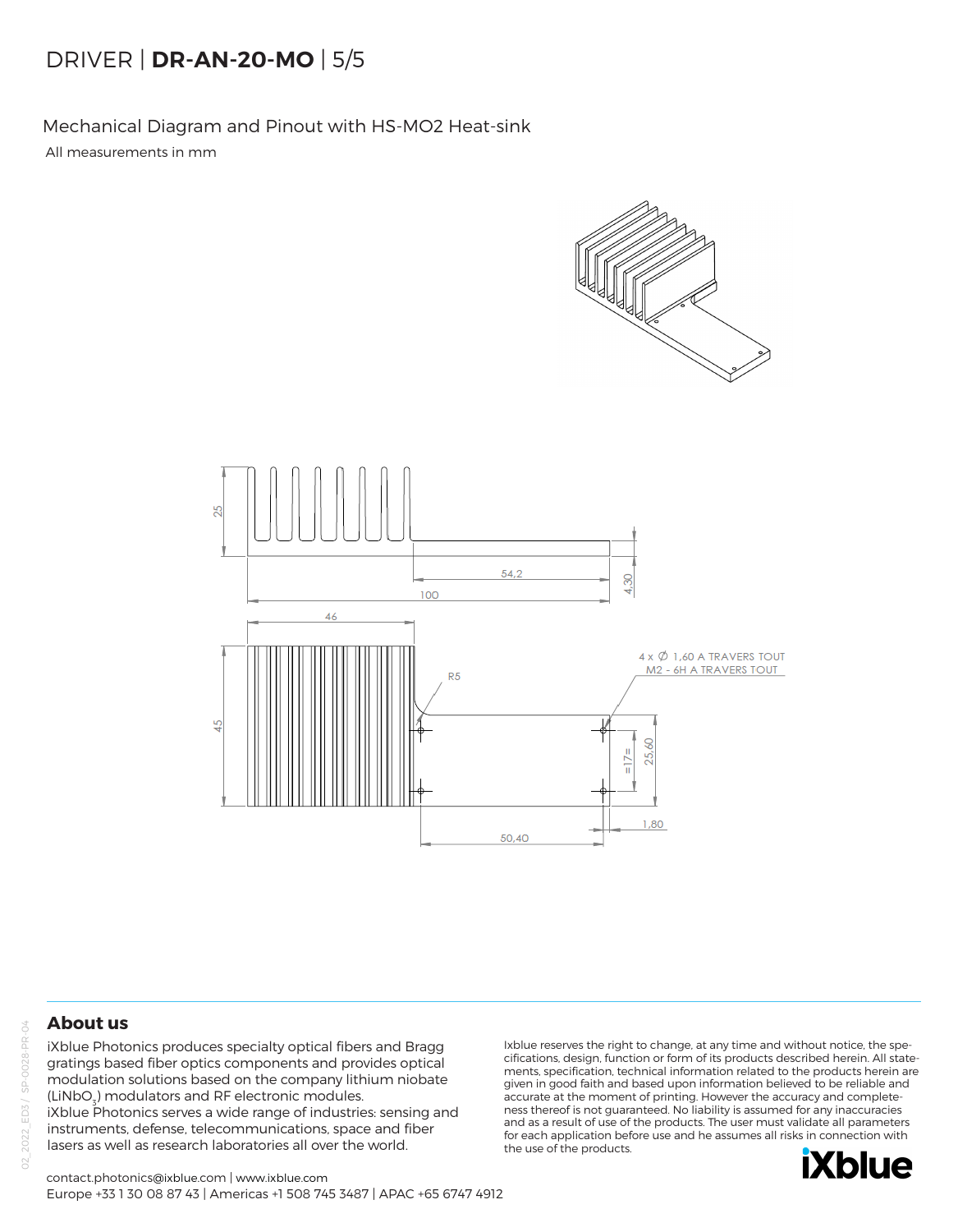# DRIVER | **DR-AN-20-MO** | 5/5

Mechanical Diagram and Pinout with HS-MO2 Heat-sink

All measurements in mm

25

54,2

4,30

100

46

R5

4 x Ø 1,60 A TRAVERS TOUT
M2 - 6H A TRAVERS TOUT

45

=17=

25,60

1,80

50,40

## About us

iXblue Photonics produces specialty optical fibers and Bragg gratings based fiber optics components and provides optical modulation solutions based on the company lithium niobate ($LiNbO_3$) modulators and RF electronic modules.
iXblue Photonics serves a wide range of industries: sensing and instruments, defense, telecommunications, space and fiber lasers as well as research laboratories all over the world.

Ixblue reserves the right to change, at any time and without notice, the specifications, design, function or form of its products described herein. All statements, specification, technical information related to the products herein are given in good faith and based upon information believed to be reliable and accurate at the moment of printing. However the accuracy and completeness thereof is not guaranteed. No liability is assumed for any inaccuracies and as a result of use of the products. The user must validate all parameters for each application before use and he assumes all risks in connection with the use of the products.

contact.photonics@ixblue.com | www.ixblue.com
Europe +33 1 30 08 87 43 | Americas +1 508 745 3487 | APAC +65 6747 4912

02_2022_ED3 / SP-0028-PR-04